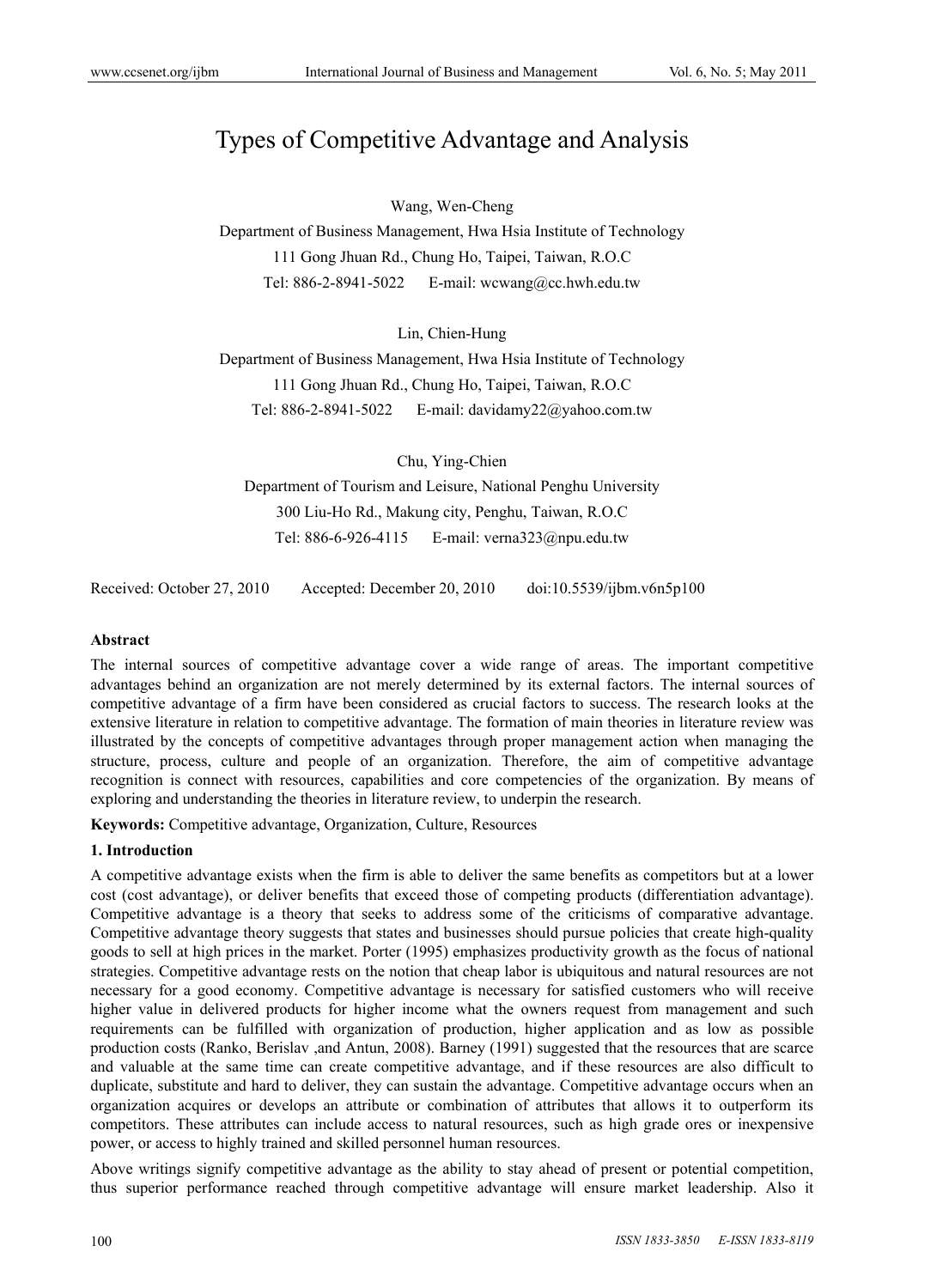# Types of Competitive Advantage and Analysis

Wang, Wen-Cheng

Department of Business Management, Hwa Hsia Institute of Technology

111 Gong Jhuan Rd., Chung Ho, Taipei, Taiwan, R.O.C

Tel: 886-2-8941-5022 E-mail: wcwang@cc.hwh.edu.tw

Lin, Chien-Hung

Department of Business Management, Hwa Hsia Institute of Technology

111 Gong Jhuan Rd., Chung Ho, Taipei, Taiwan, R.O.C

Tel: 886-2-8941-5022 E-mail: davidamy22@yahoo.com.tw

Chu, Ying-Chien

Department of Tourism and Leisure, National Penghu University

300 Liu-Ho Rd., Makung city, Penghu, Taiwan, R.O.C

Tel: 886-6-926-4115 E-mail: verna323@npu.edu.tw

Received: October 27, 2010 Accepted: December 20, 2010 doi:10.5539/ijbm.v6n5p100

**Abstract**

The internal sources of competitive advantage cover a wide range of areas. The important competitive advantages behind an organization are not merely determined by its external factors. The internal sources of competitive advantage of a firm have been considered as crucial factors to success. The research looks at the extensive literature in relation to competitive advantage. The formation of main theories in literature review was illustrated by the concepts of competitive advantages through proper management action when managing the structure, process, culture and people of an organization. Therefore, the aim of competitive advantage recognition is connect with resources, capabilities and core competencies of the organization. By means of exploring and understanding the theories in literature review, to underpin the research.

**Keywords:** Competitive advantage, Organization, Culture, Resources

## 1. Introduction

A competitive advantage exists when the firm is able to deliver the same benefits as competitors but at a lower cost (cost advantage), or deliver benefits that exceed those of competing products (differentiation advantage). Competitive advantage is a theory that seeks to address some of the criticisms of comparative advantage. Competitive advantage theory suggests that states and businesses should pursue policies that create high-quality goods to sell at high prices in the market. Porter (1995) emphasizes productivity growth as the focus of national strategies. Competitive advantage rests on the notion that cheap labor is ubiquitous and natural resources are not necessary for a good economy. Competitive advantage is necessary for satisfied customers who will receive higher value in delivered products for higher income what the owners request from management and such requirements can be fulfilled with organization of production, higher application and as low as possible production costs (Ranko, Berislav ,and Antun, 2008). Barney (1991) suggested that the resources that are scarce and valuable at the same time can create competitive advantage, and if these resources are also difficult to duplicate, substitute and hard to deliver, they can sustain the advantage. Competitive advantage occurs when an organization acquires or develops an attribute or combination of attributes that allows it to outperform its competitors. These attributes can include access to natural resources, such as high grade ores or inexpensive power, or access to highly trained and skilled personnel human resources.

Above writings signify competitive advantage as the ability to stay ahead of present or potential competition, thus superior performance reached through competitive advantage will ensure market leadership. Also it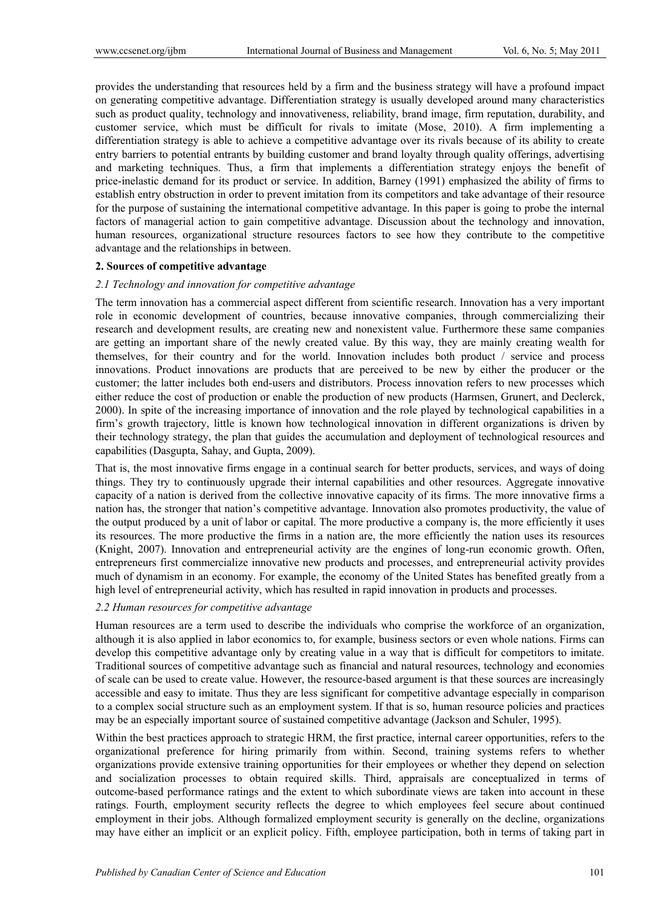provides the understanding that resources held by a firm and the business strategy will have a profound impact on generating competitive advantage. Differentiation strategy is usually developed around many characteristics such as product quality, technology and innovativeness, reliability, brand image, firm reputation, durability, and customer service, which must be difficult for rivals to imitate (Mose, 2010). A firm implementing a differentiation strategy is able to achieve a competitive advantage over its rivals because of its ability to create entry barriers to potential entrants by building customer and brand loyalty through quality offerings, advertising and marketing techniques. Thus, a firm that implements a differentiation strategy enjoys the benefit of price-inelastic demand for its product or service. In addition, Barney (1991) emphasized the ability of firms to establish entry obstruction in order to prevent imitation from its competitors and take advantage of their resource for the purpose of sustaining the international competitive advantage. In this paper is going to probe the internal factors of managerial action to gain competitive advantage. Discussion about the technology and innovation, human resources, organizational structure resources factors to see how they contribute to the competitive advantage and the relationships in between.

## 2. Sources of competitive advantage

### *2.1 Technology and innovation for competitive advantage*

The term innovation has a commercial aspect different from scientific research. Innovation has a very important role in economic development of countries, because innovative companies, through commercializing their research and development results, are creating new and nonexistent value. Furthermore these same companies are getting an important share of the newly created value. By this way, they are mainly creating wealth for themselves, for their country and for the world. Innovation includes both product / service and process innovations. Product innovations are products that are perceived to be new by either the producer or the customer; the latter includes both end-users and distributors. Process innovation refers to new processes which either reduce the cost of production or enable the production of new products (Harmsen, Grunert, and Declerck, 2000). In spite of the increasing importance of innovation and the role played by technological capabilities in a firm's growth trajectory, little is known how technological innovation in different organizations is driven by their technology strategy, the plan that guides the accumulation and deployment of technological resources and capabilities (Dasgupta, Sahay, and Gupta, 2009).

That is, the most innovative firms engage in a continual search for better products, services, and ways of doing things. They try to continuously upgrade their internal capabilities and other resources. Aggregate innovative capacity of a nation is derived from the collective innovative capacity of its firms. The more innovative firms a nation has, the stronger that nation's competitive advantage. Innovation also promotes productivity, the value of the output produced by a unit of labor or capital. The more productive a company is, the more efficiently it uses its resources. The more productive the firms in a nation are, the more efficiently the nation uses its resources (Knight, 2007). Innovation and entrepreneurial activity are the engines of long-run economic growth. Often, entrepreneurs first commercialize innovative new products and processes, and entrepreneurial activity provides much of dynamism in an economy. For example, the economy of the United States has benefited greatly from a high level of entrepreneurial activity, which has resulted in rapid innovation in products and processes.

### *2.2 Human resources for competitive advantage*

Human resources are a term used to describe the individuals who comprise the workforce of an organization, although it is also applied in labor economics to, for example, business sectors or even whole nations. Firms can develop this competitive advantage only by creating value in a way that is difficult for competitors to imitate. Traditional sources of competitive advantage such as financial and natural resources, technology and economies of scale can be used to create value. However, the resource-based argument is that these sources are increasingly accessible and easy to imitate. Thus they are less significant for competitive advantage especially in comparison to a complex social structure such as an employment system. If that is so, human resource policies and practices may be an especially important source of sustained competitive advantage (Jackson and Schuler, 1995).

Within the best practices approach to strategic HRM, the first practice, internal career opportunities, refers to the organizational preference for hiring primarily from within. Second, training systems refers to whether organizations provide extensive training opportunities for their employees or whether they depend on selection and socialization processes to obtain required skills. Third, appraisals are conceptualized in terms of outcome-based performance ratings and the extent to which subordinate views are taken into account in these ratings. Fourth, employment security reflects the degree to which employees feel secure about continued employment in their jobs. Although formalized employment security is generally on the decline, organizations may have either an implicit or an explicit policy. Fifth, employee participation, both in terms of taking part in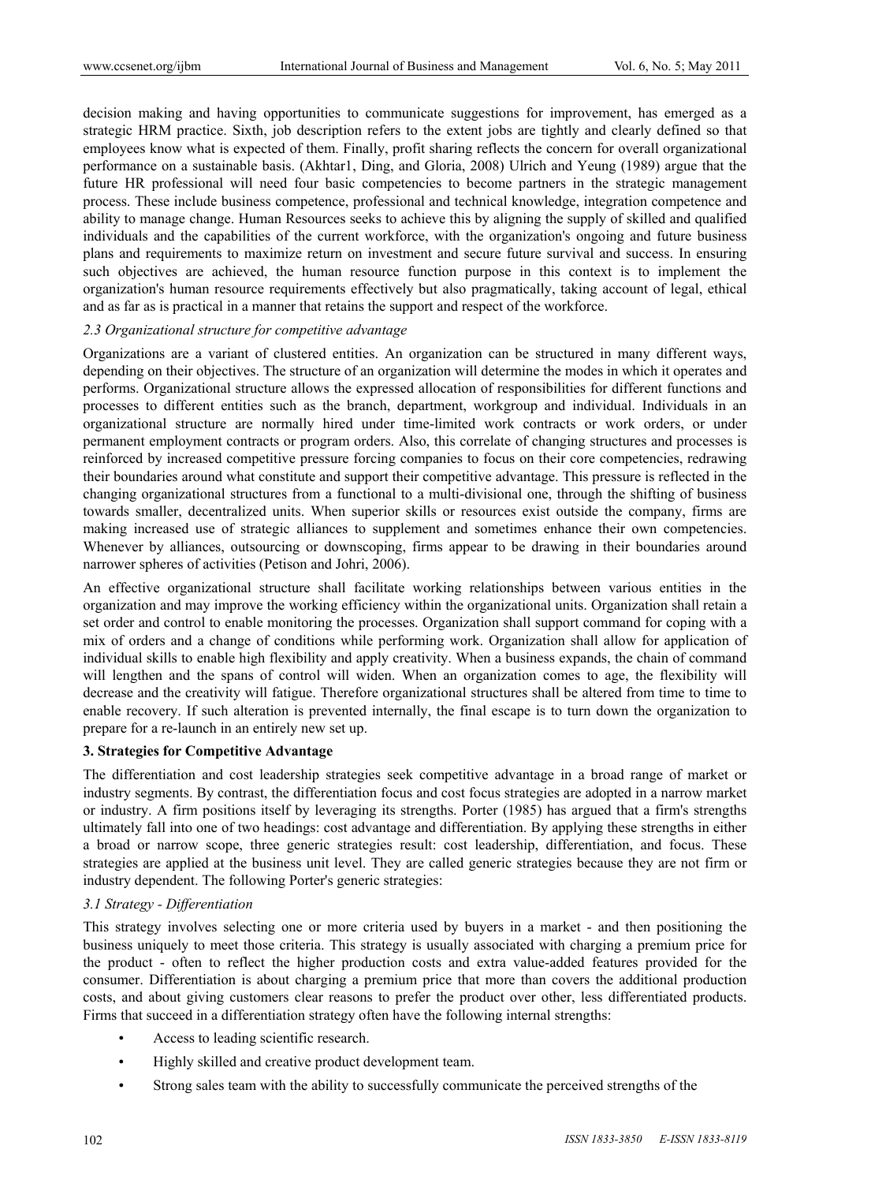decision making and having opportunities to communicate suggestions for improvement, has emerged as a strategic HRM practice. Sixth, job description refers to the extent jobs are tightly and clearly defined so that employees know what is expected of them. Finally, profit sharing reflects the concern for overall organizational performance on a sustainable basis. (Akhtar1, Ding, and Gloria, 2008) Ulrich and Yeung (1989) argue that the future HR professional will need four basic competencies to become partners in the strategic management process. These include business competence, professional and technical knowledge, integration competence and ability to manage change. Human Resources seeks to achieve this by aligning the supply of skilled and qualified individuals and the capabilities of the current workforce, with the organization's ongoing and future business plans and requirements to maximize return on investment and secure future survival and success. In ensuring such objectives are achieved, the human resource function purpose in this context is to implement the organization's human resource requirements effectively but also pragmatically, taking account of legal, ethical and as far as is practical in a manner that retains the support and respect of the workforce.

### *2.3 Organizational structure for competitive advantage*

Organizations are a variant of clustered entities. An organization can be structured in many different ways, depending on their objectives. The structure of an organization will determine the modes in which it operates and performs. Organizational structure allows the expressed allocation of responsibilities for different functions and processes to different entities such as the branch, department, workgroup and individual. Individuals in an organizational structure are normally hired under time-limited work contracts or work orders, or under permanent employment contracts or program orders. Also, this correlate of changing structures and processes is reinforced by increased competitive pressure forcing companies to focus on their core competencies, redrawing their boundaries around what constitute and support their competitive advantage. This pressure is reflected in the changing organizational structures from a functional to a multi-divisional one, through the shifting of business towards smaller, decentralized units. When superior skills or resources exist outside the company, firms are making increased use of strategic alliances to supplement and sometimes enhance their own competencies. Whenever by alliances, outsourcing or downscoping, firms appear to be drawing in their boundaries around narrower spheres of activities (Petison and Johri, 2006).

An effective organizational structure shall facilitate working relationships between various entities in the organization and may improve the working efficiency within the organizational units. Organization shall retain a set order and control to enable monitoring the processes. Organization shall support command for coping with a mix of orders and a change of conditions while performing work. Organization shall allow for application of individual skills to enable high flexibility and apply creativity. When a business expands, the chain of command will lengthen and the spans of control will widen. When an organization comes to age, the flexibility will decrease and the creativity will fatigue. Therefore organizational structures shall be altered from time to time to enable recovery. If such alteration is prevented internally, the final escape is to turn down the organization to prepare for a re-launch in an entirely new set up.

## 3. Strategies for Competitive Advantage

The differentiation and cost leadership strategies seek competitive advantage in a broad range of market or industry segments. By contrast, the differentiation focus and cost focus strategies are adopted in a narrow market or industry. A firm positions itself by leveraging its strengths. Porter (1985) has argued that a firm's strengths ultimately fall into one of two headings: cost advantage and differentiation. By applying these strengths in either a broad or narrow scope, three generic strategies result: cost leadership, differentiation, and focus. These strategies are applied at the business unit level. They are called generic strategies because they are not firm or industry dependent. The following Porter's generic strategies:

### *3.1 Strategy - Differentiation*

This strategy involves selecting one or more criteria used by buyers in a market - and then positioning the business uniquely to meet those criteria. This strategy is usually associated with charging a premium price for the product - often to reflect the higher production costs and extra value-added features provided for the consumer. Differentiation is about charging a premium price that more than covers the additional production costs, and about giving customers clear reasons to prefer the product over other, less differentiated products. Firms that succeed in a differentiation strategy often have the following internal strengths:

- Access to leading scientific research.
- Highly skilled and creative product development team.
- Strong sales team with the ability to successfully communicate the perceived strengths of the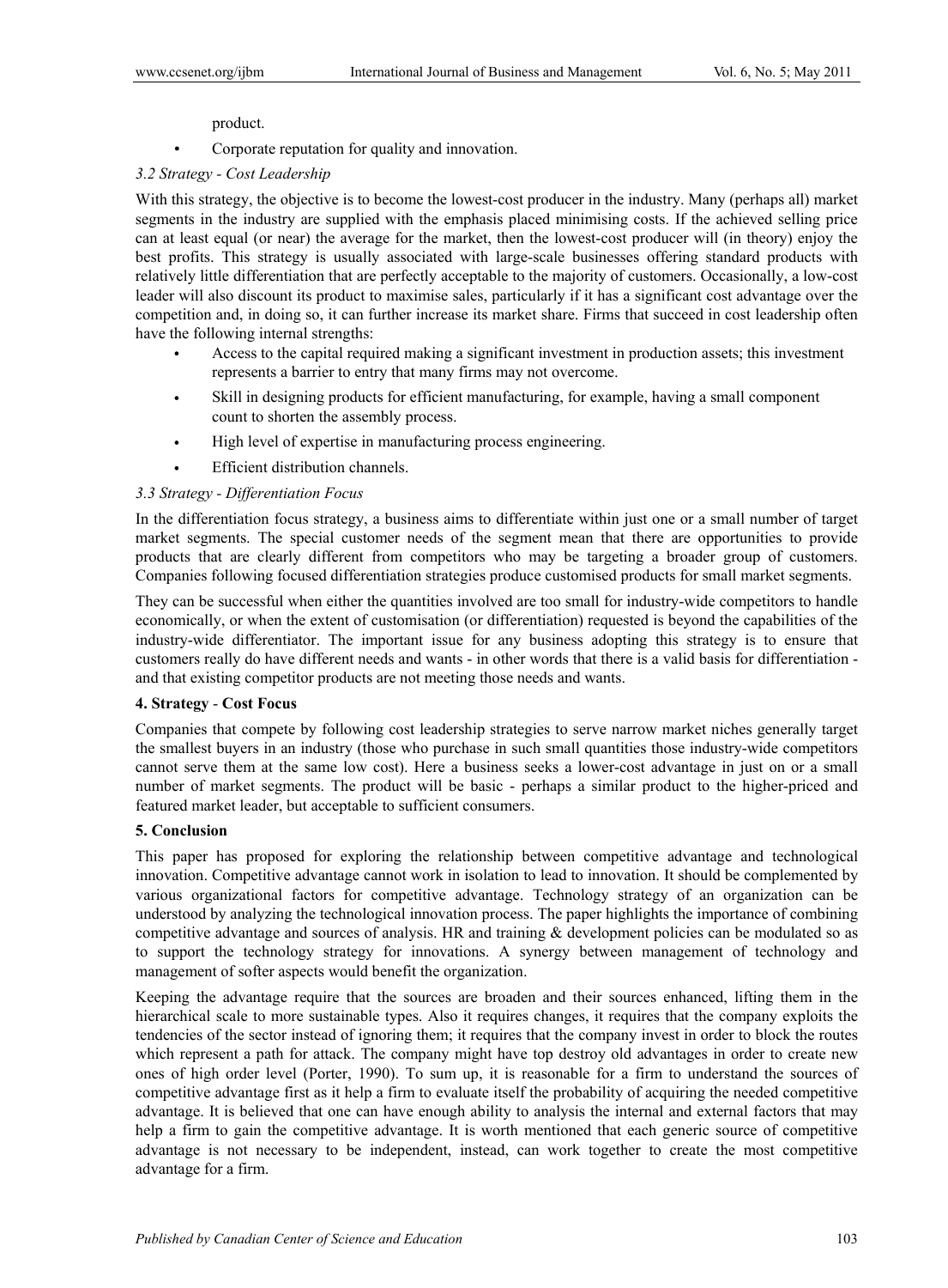product.

- Corporate reputation for quality and innovation.

### *3.2 Strategy - Cost Leadership*

With this strategy, the objective is to become the lowest-cost producer in the industry. Many (perhaps all) market segments in the industry are supplied with the emphasis placed minimising costs. If the achieved selling price can at least equal (or near) the average for the market, then the lowest-cost producer will (in theory) enjoy the best profits. This strategy is usually associated with large-scale businesses offering standard products with relatively little differentiation that are perfectly acceptable to the majority of customers. Occasionally, a low-cost leader will also discount its product to maximise sales, particularly if it has a significant cost advantage over the competition and, in doing so, it can further increase its market share. Firms that succeed in cost leadership often have the following internal strengths:

- Access to the capital required making a significant investment in production assets; this investment represents a barrier to entry that many firms may not overcome.
- Skill in designing products for efficient manufacturing, for example, having a small component count to shorten the assembly process.
- High level of expertise in manufacturing process engineering.
- Efficient distribution channels.

### *3.3 Strategy - Differentiation Focus*

In the differentiation focus strategy, a business aims to differentiate within just one or a small number of target market segments. The special customer needs of the segment mean that there are opportunities to provide products that are clearly different from competitors who may be targeting a broader group of customers. Companies following focused differentiation strategies produce customised products for small market segments.

They can be successful when either the quantities involved are too small for industry-wide competitors to handle economically, or when the extent of customisation (or differentiation) requested is beyond the capabilities of the industry-wide differentiator. The important issue for any business adopting this strategy is to ensure that customers really do have different needs and wants - in other words that there is a valid basis for differentiation - and that existing competitor products are not meeting those needs and wants.

## **4. Strategy - Cost Focus**

Companies that compete by following cost leadership strategies to serve narrow market niches generally target the smallest buyers in an industry (those who purchase in such small quantities those industry-wide competitors cannot serve them at the same low cost). Here a business seeks a lower-cost advantage in just on or a small number of market segments. The product will be basic - perhaps a similar product to the higher-priced and featured market leader, but acceptable to sufficient consumers.

## **5. Conclusion**

This paper has proposed for exploring the relationship between competitive advantage and technological innovation. Competitive advantage cannot work in isolation to lead to innovation. It should be complemented by various organizational factors for competitive advantage. Technology strategy of an organization can be understood by analyzing the technological innovation process. The paper highlights the importance of combining competitive advantage and sources of analysis. HR and training & development policies can be modulated so as to support the technology strategy for innovations. A synergy between management of technology and management of softer aspects would benefit the organization.

Keeping the advantage require that the sources are broaden and their sources enhanced, lifting them in the hierarchical scale to more sustainable types. Also it requires changes, it requires that the company exploits the tendencies of the sector instead of ignoring them; it requires that the company invest in order to block the routes which represent a path for attack. The company might have top destroy old advantages in order to create new ones of high order level (Porter, 1990). To sum up, it is reasonable for a firm to understand the sources of competitive advantage first as it help a firm to evaluate itself the probability of acquiring the needed competitive advantage. It is believed that one can have enough ability to analysis the internal and external factors that may help a firm to gain the competitive advantage. It is worth mentioned that each generic source of competitive advantage is not necessary to be independent, instead, can work together to create the most competitive advantage for a firm.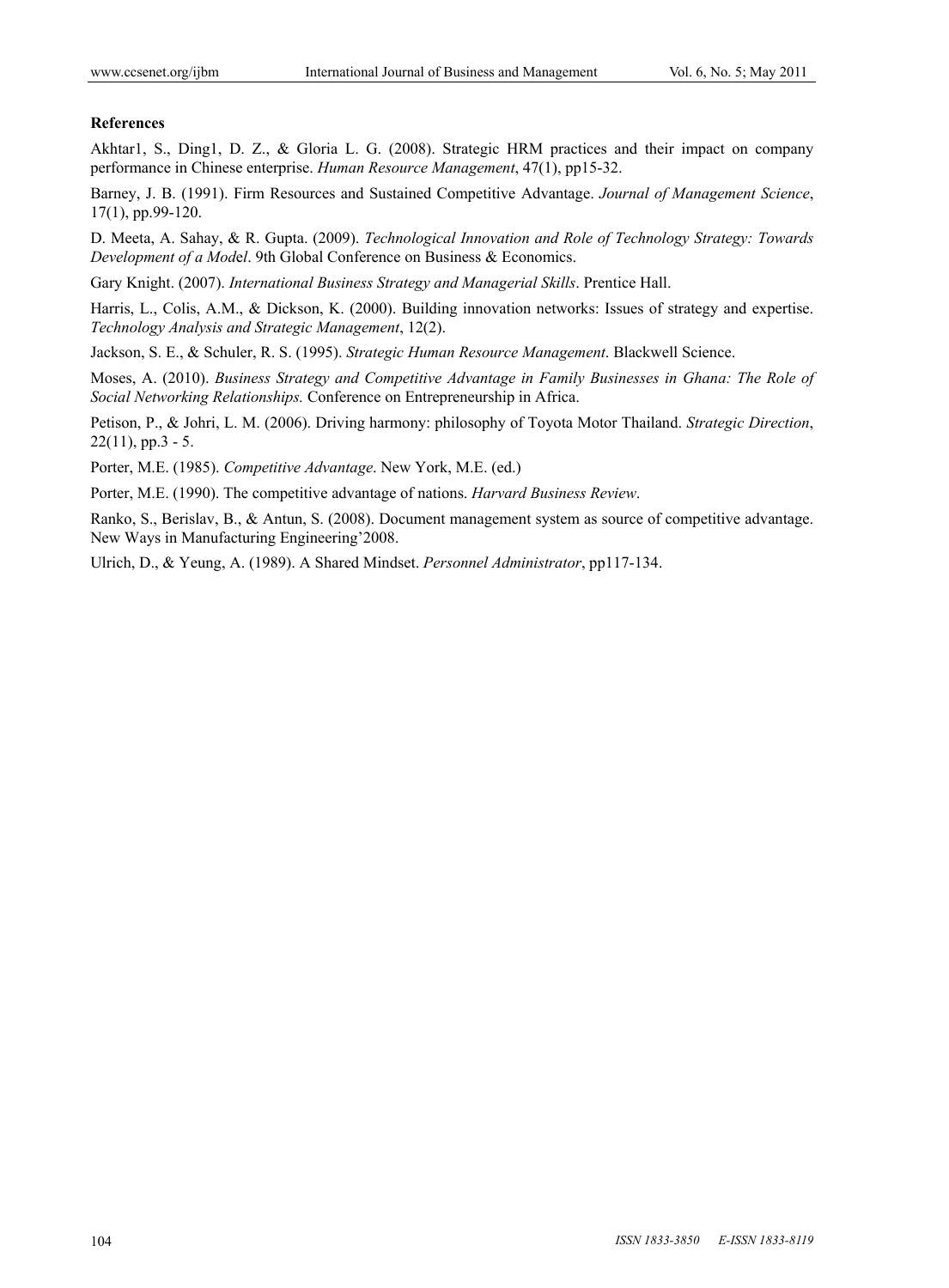**References**

Akhtar1, S., Ding1, D. Z., & Gloria L. G. (2008). Strategic HRM practices and their impact on company performance in Chinese enterprise. *Human Resource Management*, 47(1), pp15-32.

Barney, J. B. (1991). Firm Resources and Sustained Competitive Advantage. *Journal of Management Science*, 17(1), pp.99-120.

D. Meeta, A. Sahay, & R. Gupta. (2009). *Technological Innovation and Role of Technology Strategy: Towards Development of a Mod*el. 9th Global Conference on Business & Economics.

Gary Knight. (2007). *International Business Strategy and Managerial Skills*. Prentice Hall.

Harris, L., Colis, A.M., & Dickson, K. (2000). Building innovation networks: Issues of strategy and expertise. *Technology Analysis and Strategic Management*, 12(2).

Jackson, S. E., & Schuler, R. S. (1995). *Strategic Human Resource Management*. Blackwell Science.

Moses, A. (2010). *Business Strategy and Competitive Advantage in Family Businesses in Ghana: The Role of Social Networking Relationships.* Conference on Entrepreneurship in Africa.

Petison, P., & Johri, L. M. (2006). Driving harmony: philosophy of Toyota Motor Thailand. *Strategic Direction*, 22(11), pp.3 - 5.

Porter, M.E. (1985). *Competitive Advantage*. New York, M.E. (ed.)

Porter, M.E. (1990). The competitive advantage of nations. *Harvard Business Review*.

Ranko, S., Berislav, B., & Antun, S. (2008). Document management system as source of competitive advantage. New Ways in Manufacturing Engineering'2008.

Ulrich, D., & Yeung, A. (1989). A Shared Mindset. *Personnel Administrator*, pp117-134.